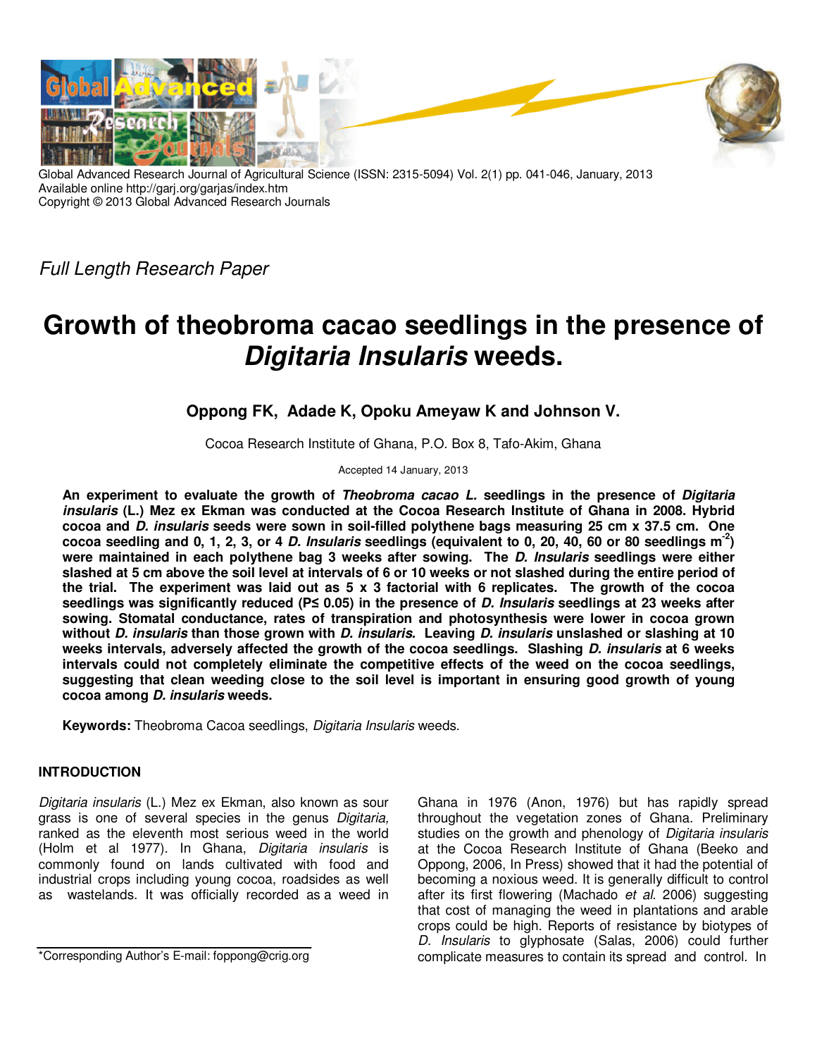Global Advanced Research Journal of Agricultural Science (ISSN: 2315-5094) Vol. 2(1) pp. 041-046, January, 2013
Available online http://garj.org/garjas/index.htm
Copyright © 2013 Global Advanced Research Journals

*Full Length Research Paper*

# Growth of theobroma cacao seedlings in the presence of *Digitaria Insularis* weeds.

**Oppong FK, Adade K, Opoku Ameyaw K and Johnson V.**

Cocoa Research Institute of Ghana, P.O. Box 8, Tafo-Akim, Ghana

Accepted 14 January, 2013

**An experiment to evaluate the growth of *Theobroma cacao L.* seedlings in the presence of *Digitaria insularis* (L.) Mez ex Ekman was conducted at the Cocoa Research Institute of Ghana in 2008. Hybrid cocoa and *D. insularis* seeds were sown in soil-filled polythene bags measuring 25 cm x 37.5 cm. One cocoa seedling and 0, 1, 2, 3, or 4 *D. Insularis* seedlings (equivalent to 0, 20, 40, 60 or 80 seedlings $m^{-2}$) were maintained in each polythene bag 3 weeks after sowing. The *D. Insularis* seedlings were either slashed at 5 cm above the soil level at intervals of 6 or 10 weeks or not slashed during the entire period of the trial. The experiment was laid out as 5 x 3 factorial with 6 replicates. The growth of the cocoa seedlings was significantly reduced ($P \leq 0.05$) in the presence of *D. Insularis* seedlings at 23 weeks after sowing. Stomatal conductance, rates of transpiration and photosynthesis were lower in cocoa grown without *D. insularis* than those grown with *D. insularis.* Leaving *D. insularis* unslashed or slashing at 10 weeks intervals, adversely affected the growth of the cocoa seedlings. Slashing *D. insularis* at 6 weeks intervals could not completely eliminate the competitive effects of the weed on the cocoa seedlings, suggesting that clean weeding close to the soil level is important in ensuring good growth of young cocoa among *D. insularis* weeds.**

**Keywords:** Theobroma Cacoa seedlings, *Digitaria Insularis* weeds.

## INTRODUCTION

*Digitaria insularis* (L.) Mez ex Ekman, also known as sour grass is one of several species in the genus *Digitaria,* ranked as the eleventh most serious weed in the world (Holm et al 1977). In Ghana, *Digitaria insularis* is commonly found on lands cultivated with food and industrial crops including young cocoa, roadsides as well as wastelands. It was officially recorded as a weed in Ghana in 1976 (Anon, 1976) but has rapidly spread throughout the vegetation zones of Ghana. Preliminary studies on the growth and phenology of *Digitaria insularis* at the Cocoa Research Institute of Ghana (Beeko and Oppong, 2006, In Press) showed that it had the potential of becoming a noxious weed. It is generally difficult to control after its first flowering (Machado *et al.* 2006) suggesting that cost of managing the weed in plantations and arable crops could be high. Reports of resistance by biotypes of *D. Insularis* to glyphosate (Salas, 2006) could further complicate measures to contain its spread and control. In

*Corresponding Author's E-mail: foppong@crig.org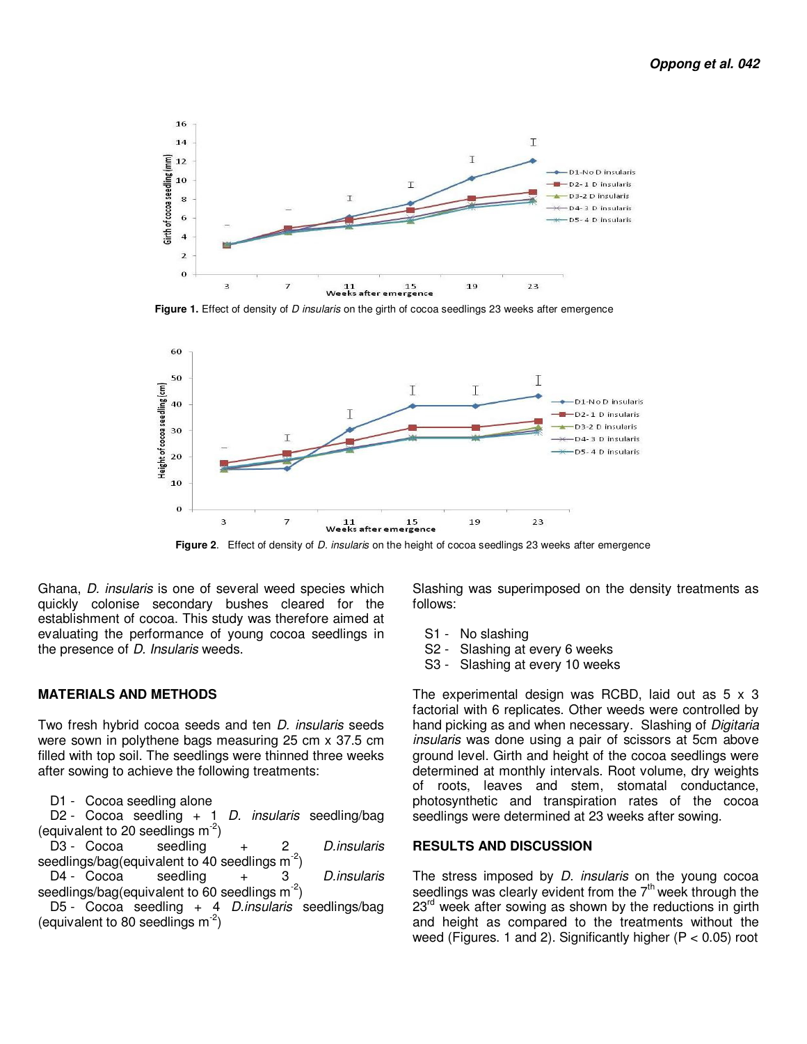Figure 1. Effect of density of *D insularis* on the girth of cocoa seedlings 23 weeks after emergence

Figure 2. Effect of density of *D. insularis* on the height of cocoa seedlings 23 weeks after emergence

Ghana, *D. insularis* is one of several weed species which quickly colonise secondary bushes cleared for the establishment of cocoa. This study was therefore aimed at evaluating the performance of young cocoa seedlings in the presence of *D. Insularis* weeds.

## MATERIALS AND METHODS

Two fresh hybrid cocoa seeds and ten *D. insularis* seeds were sown in polythene bags measuring 25 cm x 37.5 cm filled with top soil. The seedlings were thinned three weeks after sowing to achieve the following treatments:

- D1 - Cocoa seedling alone
- D2 - Cocoa seedling + 1 *D. insularis* seedling/bag (equivalent to 20 seedlings $m^{-2}$)
- D3 - Cocoa seedling + 2 *D.insularis* seedlings/bag(equivalent to 40 seedlings $m^{-2}$)
- D4 - Cocoa seedling + 3 *D.insularis* seedlings/bag(equivalent to 60 seedlings $m^{-2}$)
- D5 - Cocoa seedling + 4 *D.insularis* seedlings/bag (equivalent to 80 seedlings $m^{-2}$)

Slashing was superimposed on the density treatments as follows:

- S1 - No slashing
- S2 - Slashing at every 6 weeks
- S3 - Slashing at every 10 weeks

The experimental design was RCBD, laid out as 5 x 3 factorial with 6 replicates. Other weeds were controlled by hand picking as and when necessary. Slashing of *Digitaria insularis* was done using a pair of scissors at 5cm above ground level. Girth and height of the cocoa seedlings were determined at monthly intervals. Root volume, dry weights of roots, leaves and stem, stomatal conductance, photosynthetic and transpiration rates of the cocoa seedlings were determined at 23 weeks after sowing.

## RESULTS AND DISCUSSION

The stress imposed by *D. insularis* on the young cocoa seedlings was clearly evident from the 7th week through the 23rd week after sowing as shown by the reductions in girth and height as compared to the treatments without the weed (Figures. 1 and 2). Significantly higher ($P < 0.05$) root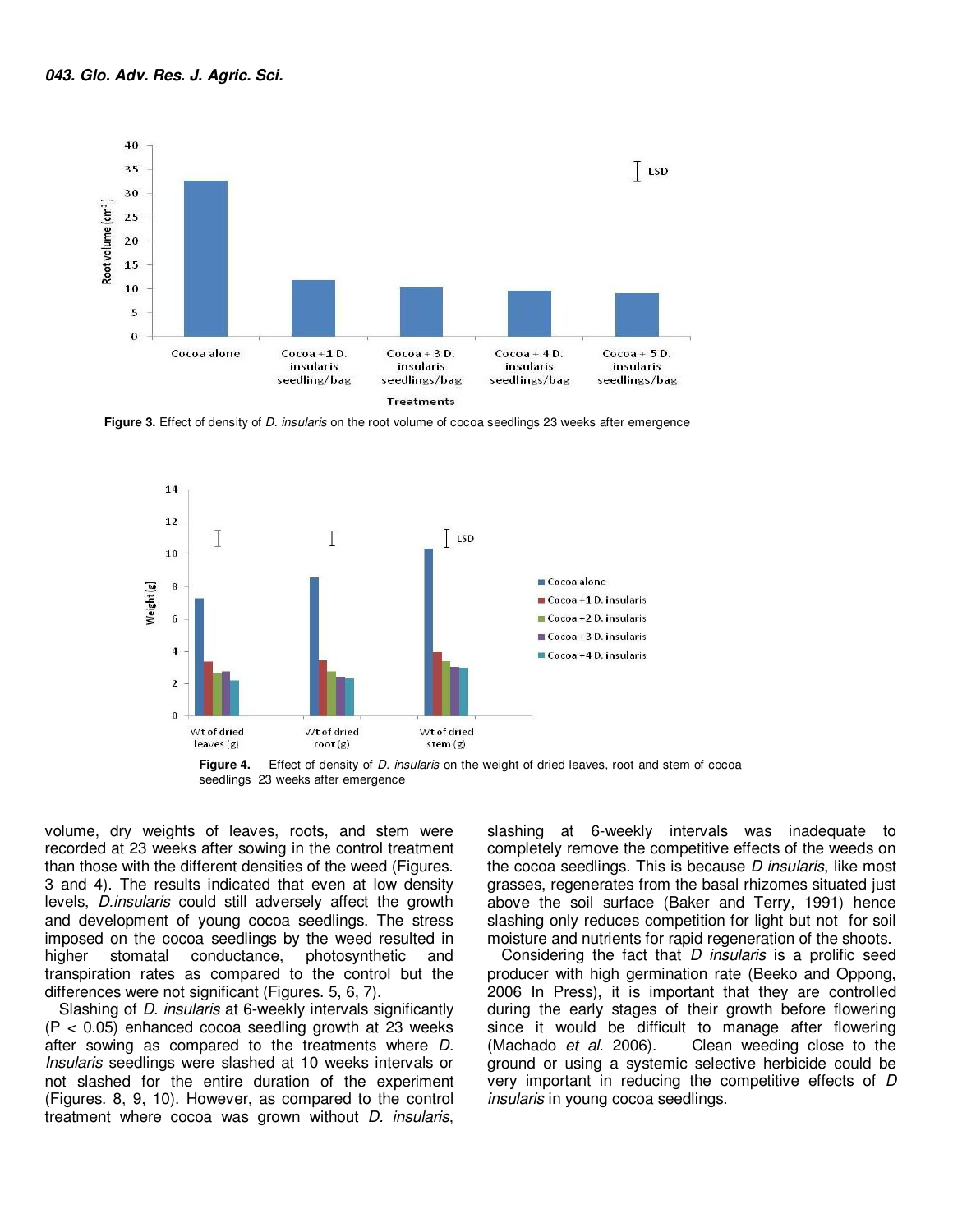**Figure 3.** Effect of density of *D. insularis* on the root volume of cocoa seedlings 23 weeks after emergence

**Figure 4.** Effect of density of *D. insularis* on the weight of dried leaves, root and stem of cocoa seedlings 23 weeks after emergence

volume, dry weights of leaves, roots, and stem were recorded at 23 weeks after sowing in the control treatment than those with the different densities of the weed (Figures. 3 and 4). The results indicated that even at low density levels, *D.insularis* could still adversely affect the growth and development of young cocoa seedlings. The stress imposed on the cocoa seedlings by the weed resulted in higher stomatal conductance, photosynthetic and transpiration rates as compared to the control but the differences were not significant (Figures. 5, 6, 7).

Slashing of *D. insularis* at 6-weekly intervals significantly ($P < 0.05$) enhanced cocoa seedling growth at 23 weeks after sowing as compared to the treatments where *D. Insularis* seedlings were slashed at 10 weeks intervals or not slashed for the entire duration of the experiment (Figures. 8, 9, 10). However, as compared to the control treatment where cocoa was grown without *D. insularis*, slashing at 6-weekly intervals was inadequate to completely remove the competitive effects of the weeds on the cocoa seedlings. This is because *D insularis*, like most grasses, regenerates from the basal rhizomes situated just above the soil surface (Baker and Terry, 1991) hence slashing only reduces competition for light but not for soil moisture and nutrients for rapid regeneration of the shoots.

Considering the fact that *D insularis* is a prolific seed producer with high germination rate (Beeko and Oppong, 2006 In Press), it is important that they are controlled during the early stages of their growth before flowering since it would be difficult to manage after flowering (Machado *et al*. 2006). Clean weeding close to the ground or using a systemic selective herbicide could be very important in reducing the competitive effects of *D insularis* in young cocoa seedlings.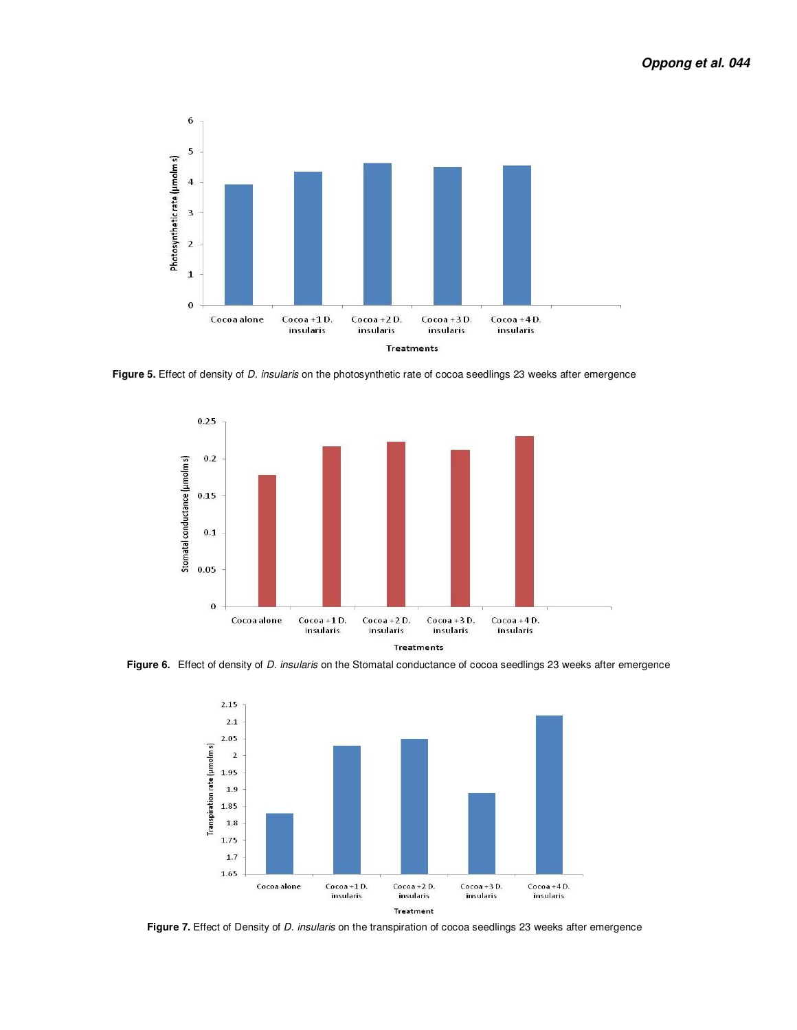**Figure 5.** Effect of density of *D. insularis* on the photosynthetic rate of cocoa seedlings 23 weeks after emergence

**Figure 6.** Effect of density of *D. insularis* on the Stomatal conductance of cocoa seedlings 23 weeks after emergence

**Figure 7.** Effect of Density of *D. insularis* on the transpiration of cocoa seedlings 23 weeks after emergence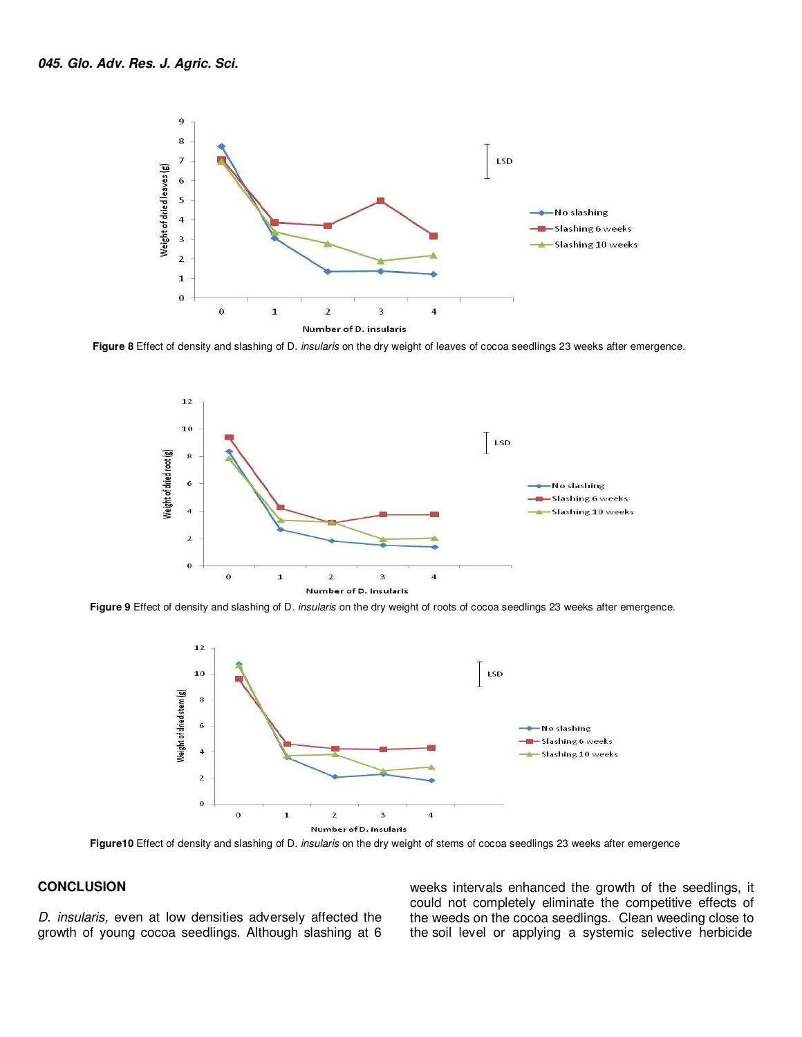**Figure 8** Effect of density and slashing of D. *insularis* on the dry weight of leaves of cocoa seedlings 23 weeks after emergence.

**Figure 9** Effect of density and slashing of D. *insularis* on the dry weight of roots of cocoa seedlings 23 weeks after emergence.

**Figure10** Effect of density and slashing of D. *insularis* on the dry weight of stems of cocoa seedlings 23 weeks after emergence

## CONCLUSION

*D. insularis,* even at low densities adversely affected the growth of young cocoa seedlings. Although slashing at 6 weeks intervals enhanced the growth of the seedlings, it could not completely eliminate the competitive effects of the weeds on the cocoa seedlings. Clean weeding close to the soil level or applying a systemic selective herbicide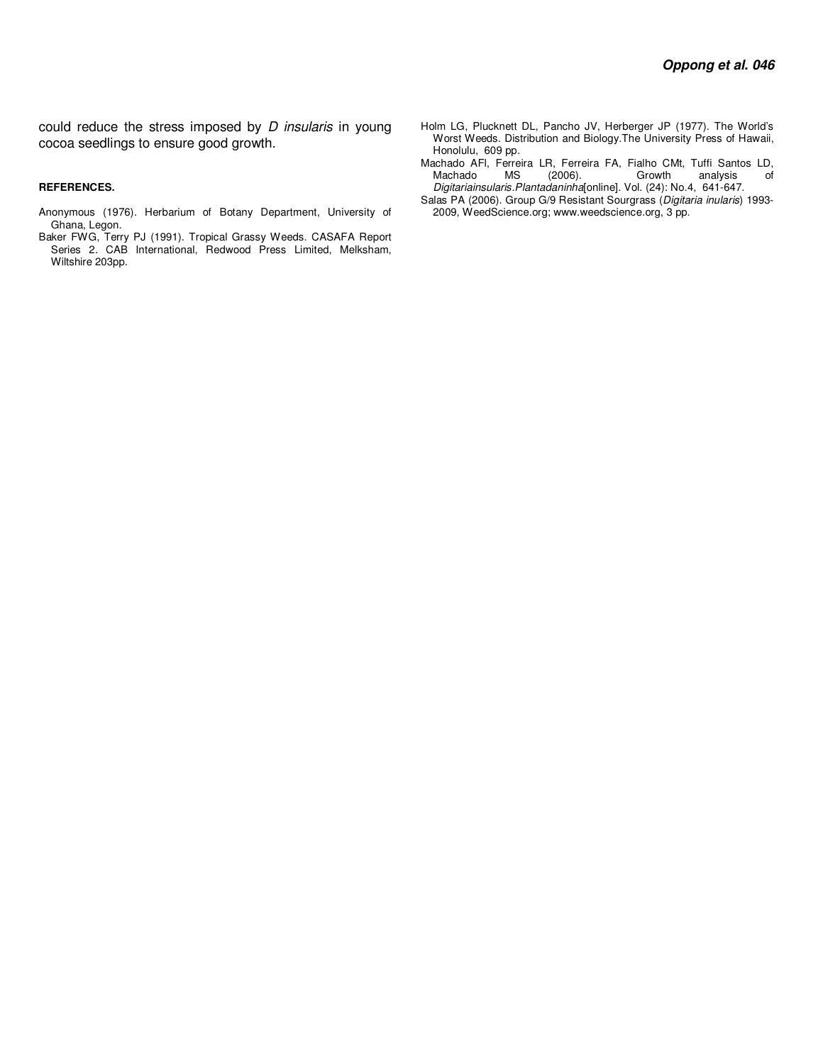could reduce the stress imposed by *D insularis* in young cocoa seedlings to ensure good growth.

**REFERENCES.**

Anonymous (1976). Herbarium of Botany Department, University of Ghana, Legon.

Baker FWG, Terry PJ (1991). Tropical Grassy Weeds. CASAFA Report Series 2. CAB International, Redwood Press Limited, Melksham, Wiltshire 203pp.

Holm LG, Plucknett DL, Pancho JV, Herberger JP (1977). The World's Worst Weeds. Distribution and Biology.The University Press of Hawaii, Honolulu, 609 pp.

Machado AFl, Ferreira LR, Ferreira FA, Fialho CMt, Tuffi Santos LD, Machado MS (2006). Growth analysis of *Digitariainsularis*.*Plantadaninha*[online]. Vol. (24): No.4, 641-647.

Salas PA (2006). Group G/9 Resistant Sourgrass (*Digitaria inularis*) 1993-2009, WeedScience.org; www.weedscience.org, 3 pp.